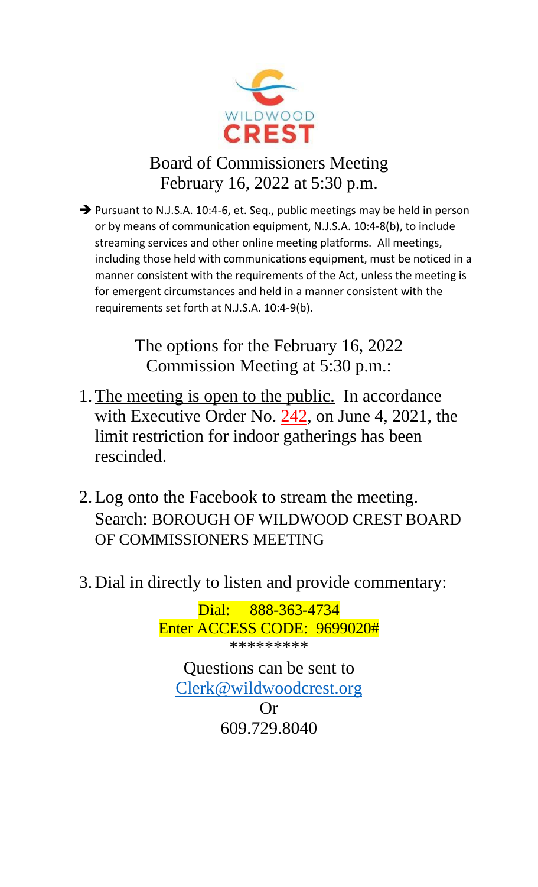WILDWOOD CREST

# Board of Commissioners Meeting
February 16, 2022 at 5:30 p.m.

- ➔ Pursuant to N.J.S.A. 10:4-6, et. Seq., public meetings may be held in person or by means of communication equipment, N.J.S.A. 10:4-8(b), to include streaming services and other online meeting platforms. All meetings, including those held with communications equipment, must be noticed in a manner consistent with the requirements of the Act, unless the meeting is for emergent circumstances and held in a manner consistent with the requirements set forth at N.J.S.A. 10:4-9(b).

The options for the February 16, 2022 Commission Meeting at 5:30 p.m.:

1. The meeting is open to the public. In accordance with Executive Order No. 242, on June 4, 2021, the limit restriction for indoor gatherings has been rescinded.

2. Log onto the Facebook to stream the meeting. Search: BOROUGH OF WILDWOOD CREST BOARD OF COMMISSIONERS MEETING

3. Dial in directly to listen and provide commentary:

Dial: 888-363-4734
Enter ACCESS CODE: 9699020#

*********

Questions can be sent to
Clerk@wildwoodcrest.org
Or
609.729.8040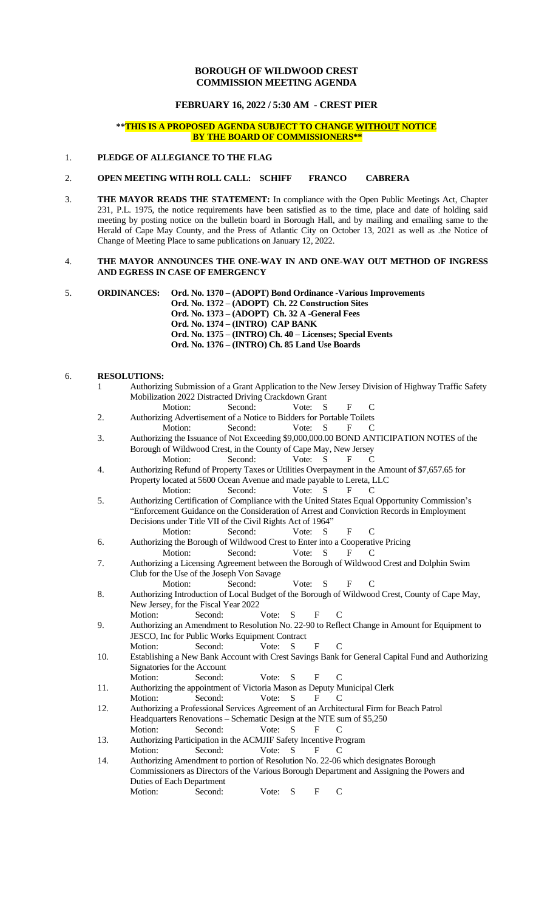**BOROUGH OF WILDWOOD CREST**
**COMMISSION MEETING AGENDA**

**FEBRUARY 16, 2022 / 5:30 AM - CREST PIER**

****THIS IS A PROPOSED AGENDA SUBJECT TO CHANGE WITHOUT NOTICE BY THE BOARD OF COMMISSIONERS****

1. **PLEDGE OF ALLEGIANCE TO THE FLAG**

2. **OPEN MEETING WITH ROLL CALL: SCHIFF FRANCO CABRERA**

3. **THE MAYOR READS THE STATEMENT:** In compliance with the Open Public Meetings Act, Chapter 231, P.L. 1975, the notice requirements have been satisfied as to the time, place and date of holding said meeting by posting notice on the bulletin board in Borough Hall, and by mailing and emailing same to the Herald of Cape May County, and the Press of Atlantic City on October 13, 2021 as well as .the Notice of Change of Meeting Place to same publications on January 12, 2022.

4. **THE MAYOR ANNOUNCES THE ONE-WAY IN AND ONE-WAY OUT METHOD OF INGRESS AND EGRESS IN CASE OF EMERGENCY**

5. **ORDINANCES:**
   - **Ord. No. 1370 – (ADOPT) Bond Ordinance -Various Improvements**
   - **Ord. No. 1372 – (ADOPT) Ch. 22 Construction Sites**
   - **Ord. No. 1373 – (ADOPT) Ch. 32 A -General Fees**
   - **Ord. No. 1374 – (INTRO) CAP BANK**
   - **Ord. No. 1375 – (INTRO) Ch. 40 – Licenses; Special Events**
   - **Ord. No. 1376 – (INTRO) Ch. 85 Land Use Boards**

6. **RESOLUTIONS:**

   1. Authorizing Submission of a Grant Application to the New Jersey Division of Highway Traffic Safety Mobilization 2022 Distracted Driving Crackdown Grant
      Motion: Second: Vote: S F C
   2. Authorizing Advertisement of a Notice to Bidders for Portable Toilets
      Motion: Second: Vote: S F C
   3. Authorizing the Issuance of Not Exceeding $9,000,000.00 BOND ANTICIPATION NOTES of the Borough of Wildwood Crest, in the County of Cape May, New Jersey
      Motion: Second: Vote: S F C
   4. Authorizing Refund of Property Taxes or Utilities Overpayment in the Amount of $7,657.65 for Property located at 5600 Ocean Avenue and made payable to Lereta, LLC
      Motion: Second: Vote: S F C
   5. Authorizing Certification of Compliance with the United States Equal Opportunity Commission's "Enforcement Guidance on the Consideration of Arrest and Conviction Records in Employment Decisions under Title VII of the Civil Rights Act of 1964"
      Motion: Second: Vote: S F C
   6. Authorizing the Borough of Wildwood Crest to Enter into a Cooperative Pricing
      Motion: Second: Vote: S F C
   7. Authorizing a Licensing Agreement between the Borough of Wildwood Crest and Dolphin Swim Club for the Use of the Joseph Von Savage
      Motion: Second: Vote: S F C
   8. Authorizing Introduction of Local Budget of the Borough of Wildwood Crest, County of Cape May, New Jersey, for the Fiscal Year 2022
      Motion: Second: Vote: S F C
   9. Authorizing an Amendment to Resolution No. 22-90 to Reflect Change in Amount for Equipment to JESCO, Inc for Public Works Equipment Contract
      Motion: Second: Vote: S F C
   10. Establishing a New Bank Account with Crest Savings Bank for General Capital Fund and Authorizing Signatories for the Account
       Motion: Second: Vote: S F C
   11. Authorizing the appointment of Victoria Mason as Deputy Municipal Clerk
       Motion: Second: Vote: S F C
   12. Authorizing a Professional Services Agreement of an Architectural Firm for Beach Patrol Headquarters Renovations – Schematic Design at the NTE sum of $5,250
       Motion: Second: Vote: S F C
   13. Authorizing Participation in the ACMJIF Safety Incentive Program
       Motion: Second: Vote: S F C
   14. Authorizing Amendment to portion of Resolution No. 22-06 which designates Borough Commissioners as Directors of the Various Borough Department and Assigning the Powers and Duties of Each Department
       Motion: Second: Vote: S F C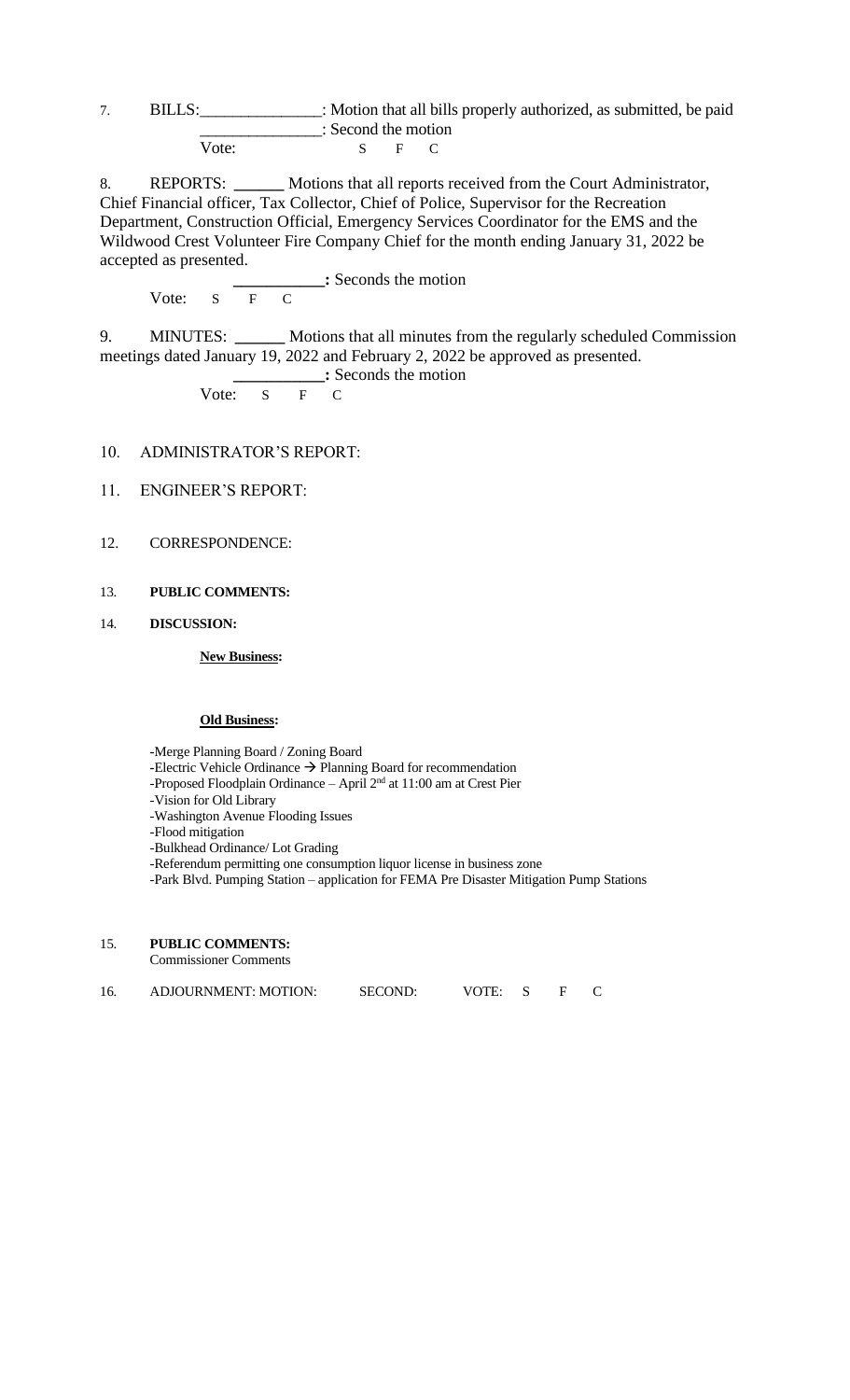7. BILLS:_______________: Motion that all bills properly authorized, as submitted, be paid
_______________: Second the motion
Vote: S F C

8. REPORTS: ______ Motions that all reports received from the Court Administrator, Chief Financial officer, Tax Collector, Chief of Police, Supervisor for the Recreation Department, Construction Official, Emergency Services Coordinator for the EMS and the Wildwood Crest Volunteer Fire Company Chief for the month ending January 31, 2022 be accepted as presented.

__________**:** Seconds the motion
Vote: S F C

9. MINUTES: ______ Motions that all minutes from the regularly scheduled Commission meetings dated January 19, 2022 and February 2, 2022 be approved as presented.

__________**:** Seconds the motion
Vote: S F C

10. ADMINISTRATOR'S REPORT:

11. ENGINEER'S REPORT:

12. CORRESPONDENCE:

13. **PUBLIC COMMENTS:**

14. **DISCUSSION:**

**New Business:**

**Old Business:**

- -Merge Planning Board / Zoning Board
- -Electric Vehicle Ordinance → Planning Board for recommendation
- -Proposed Floodplain Ordinance – April 2nd at 11:00 am at Crest Pier
- -Vision for Old Library
- -Washington Avenue Flooding Issues
- -Flood mitigation
- -Bulkhead Ordinance/ Lot Grading
- -Referendum permitting one consumption liquor license in business zone
- -Park Blvd. Pumping Station – application for FEMA Pre Disaster Mitigation Pump Stations

15. **PUBLIC COMMENTS:**
Commissioner Comments

16. ADJOURNMENT: MOTION: SECOND: VOTE: S F C